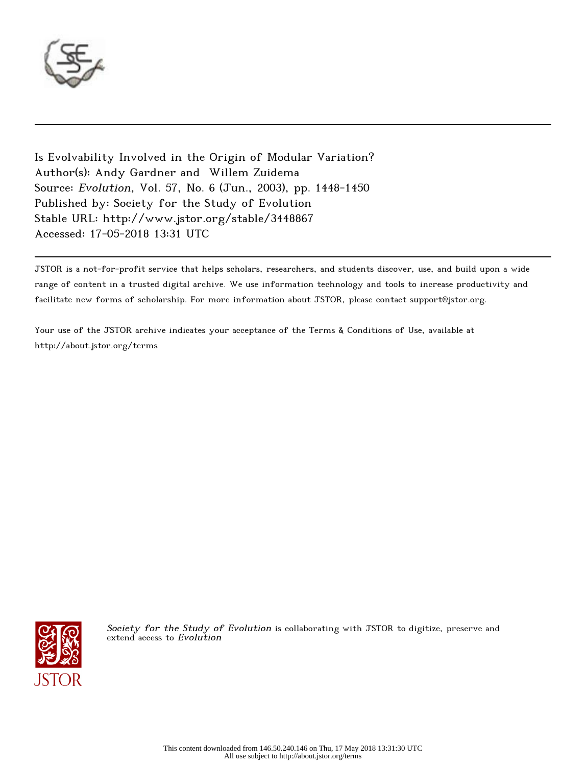Is Evolvability Involved in the Origin of Modular Variation?

Author(s): Andy Gardner and Willem Zuidema

Source: *Evolution*, Vol. 57, No. 6 (Jun., 2003), pp. 1448-1450

Published by: Society for the Study of Evolution

Stable URL: http://www.jstor.org/stable/3448867

Accessed: 17-05-2018 13:31 UTC

JSTOR is a not-for-profit service that helps scholars, researchers, and students discover, use, and build upon a wide range of content in a trusted digital archive. We use information technology and tools to increase productivity and facilitate new forms of scholarship. For more information about JSTOR, please contact support@jstor.org.

Your use of the JSTOR archive indicates your acceptance of the Terms & Conditions of Use, available at http://about.jstor.org/terms

*Society for the Study of Evolution* is collaborating with JSTOR to digitize, preserve and extend access to *Evolution*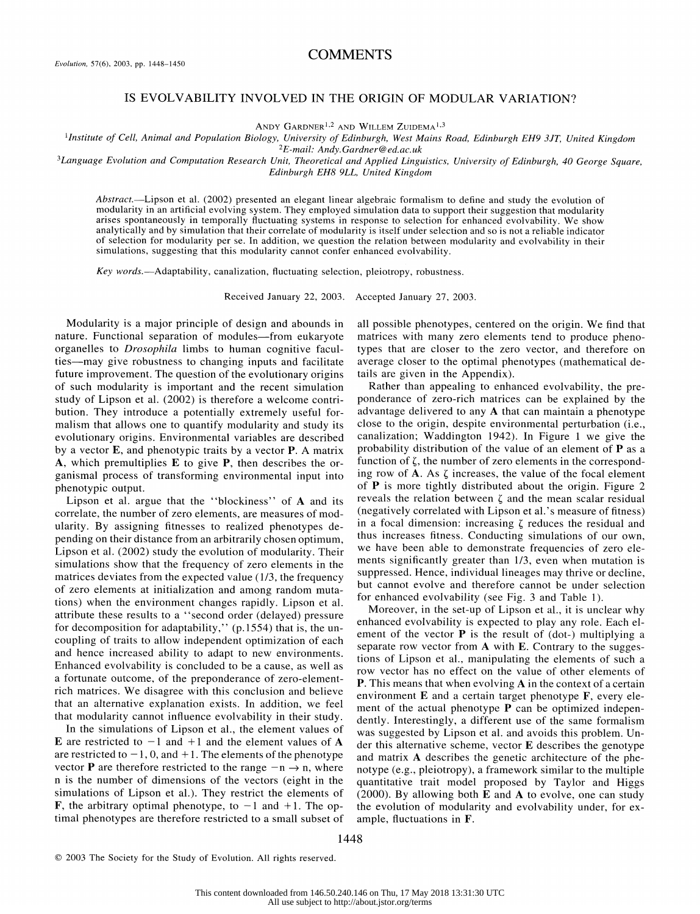# COMMENTS

# IS EVOLVABILITY INVOLVED IN THE ORIGIN OF MODULAR VARIATION?

ANDY GARDNER[1,2] AND WILLEM ZUIDEMA[1,3]

[1]*Institute of Cell, Animal and Population Biology, University of Edinburgh, West Mains Road, Edinburgh EH9 3JT, United Kingdom*
[2]*E-mail: Andy.Gardner@ed.ac.uk*
[3]*Language Evolution and Computation Research Unit, Theoretical and Applied Linguistics, University of Edinburgh, 40 George Square, Edinburgh EH8 9LL, United Kingdom*

*Abstract.*—Lipson et al. (2002) presented an elegant linear algebraic formalism to define and study the evolution of modularity in an artificial evolving system. They employed simulation data to support their suggestion that modularity arises spontaneously in temporally fluctuating systems in response to selection for enhanced evolvability. We show analytically and by simulation that their correlate of modularity is itself under selection and so is not a reliable indicator of selection for modularity per se. In addition, we question the relation between modularity and evolvability in their simulations, suggesting that this modularity cannot confer enhanced evolvability.

*Key words.*—Adaptability, canalization, fluctuating selection, pleiotropy, robustness.

Received January 22, 2003. Accepted January 27, 2003.

Modularity is a major principle of design and abounds in nature. Functional separation of modules—from eukaryote organelles to *Drosophila* limbs to human cognitive faculties—may give robustness to changing inputs and facilitate future improvement. The question of the evolutionary origins of such modularity is important and the recent simulation study of Lipson et al. (2002) is therefore a welcome contribution. They introduce a potentially extremely useful formalism that allows one to quantify modularity and study its evolutionary origins. Environmental variables are described by a vector **E**, and phenotypic traits by a vector **P**. A matrix **A**, which premultiplies **E** to give **P**, then describes the organismal process of transforming environmental input into phenotypic output.

Lipson et al. argue that the ''blockiness'' of **A** and its correlate, the number of zero elements, are measures of modularity. By assigning fitnesses to realized phenotypes depending on their distance from an arbitrarily chosen optimum, Lipson et al. (2002) study the evolution of modularity. Their simulations show that the frequency of zero elements in the matrices deviates from the expected value (1/3, the frequency of zero elements at initialization and among random mutations) when the environment changes rapidly. Lipson et al. attribute these results to a ''second order (delayed) pressure for decomposition for adaptability,'' (p.1554) that is, the uncoupling of traits to allow independent optimization of each and hence increased ability to adapt to new environments. Enhanced evolvability is concluded to be a cause, as well as a fortunate outcome, of the preponderance of zero-element-rich matrices. We disagree with this conclusion and believe that an alternative explanation exists. In addition, we feel that modularity cannot influence evolvability in their study.

In the simulations of Lipson et al., the element values of **E** are restricted to $-1$ and $+1$ and the element values of **A** are restricted to $-1$, 0, and $+1$. The elements of the phenotype vector **P** are therefore restricted to the range $-n \rightarrow n$, where n is the number of dimensions of the vectors (eight in the simulations of Lipson et al.). They restrict the elements of **F**, the arbitrary optimal phenotype, to $-1$ and $+1$. The optimal phenotypes are therefore restricted to a small subset of all possible phenotypes, centered on the origin. We find that matrices with many zero elements tend to produce phenotypes that are closer to the zero vector, and therefore on average closer to the optimal phenotypes (mathematical details are given in the Appendix).

Rather than appealing to enhanced evolvability, the preponderance of zero-rich matrices can be explained by the advantage delivered to any **A** that can maintain a phenotype close to the origin, despite environmental perturbation (i.e., canalization; Waddington 1942). In Figure 1 we give the probability distribution of the value of an element of **P** as a function of $\zeta$, the number of zero elements in the corresponding row of **A**. As $\zeta$ increases, the value of the focal element of **P** is more tightly distributed about the origin. Figure 2 reveals the relation between $\zeta$ and the mean scalar residual (negatively correlated with Lipson et al.'s measure of fitness) in a focal dimension: increasing $\zeta$ reduces the residual and thus increases fitness. Conducting simulations of our own, we have been able to demonstrate frequencies of zero elements significantly greater than 1/3, even when mutation is suppressed. Hence, individual lineages may thrive or decline, but cannot evolve and therefore cannot be under selection for enhanced evolvability (see Fig. 3 and Table 1).

Moreover, in the set-up of Lipson et al., it is unclear why enhanced evolvability is expected to play any role. Each element of the vector **P** is the result of (dot-) multiplying a separate row vector from **A** with **E**. Contrary to the suggestions of Lipson et al., manipulating the elements of such a row vector has no effect on the value of other elements of **P**. This means that when evolving **A** in the context of a certain environment **E** and a certain target phenotype **F**, every element of the actual phenotype **P** can be optimized independently. Interestingly, a different use of the same formalism was suggested by Lipson et al. and avoids this problem. Under this alternative scheme, vector **E** describes the genotype and matrix **A** describes the genetic architecture of the phenotype (e.g., pleiotropy), a framework similar to the multiple quantitative trait model proposed by Taylor and Higgs (2000). By allowing both **E** and **A** to evolve, one can study the evolution of modularity and evolvability under, for example, fluctuations in **F**.

© 2003 The Society for the Study of Evolution. All rights reserved.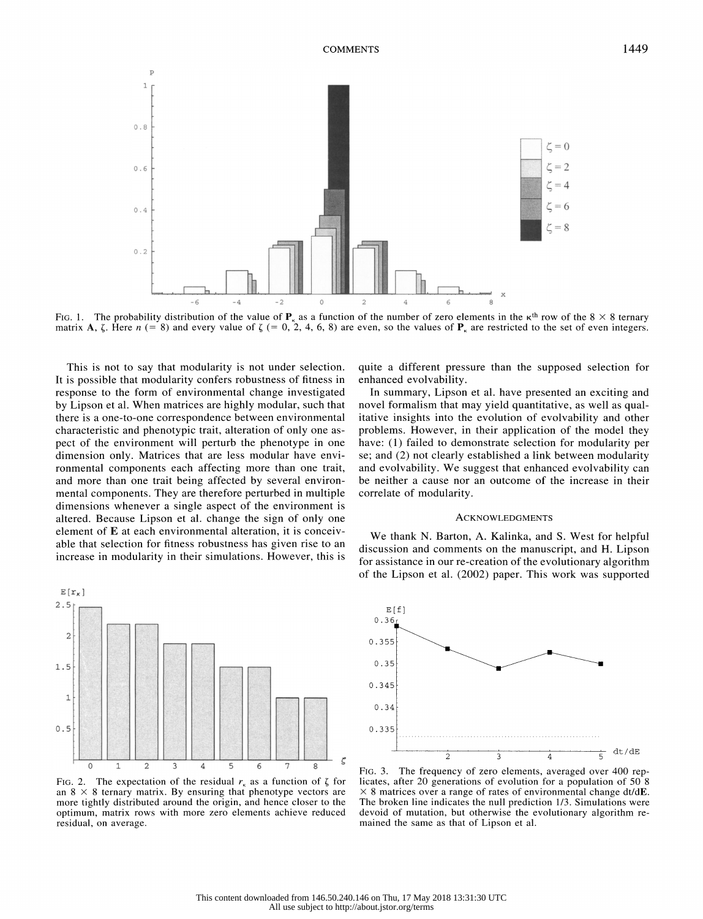FIG. 1. The probability distribution of the value of $\mathbf{P}_\kappa$ as a function of the number of zero elements in the $\kappa^{th}$ row of the $8 \times 8$ ternary matrix $\mathbf{A}$, $\zeta$. Here $n$ (= 8) and every value of $\zeta$ (= 0, 2, 4, 6, 8) are even, so the values of $\mathbf{P}_\kappa$ are restricted to the set of even integers.

This is not to say that modularity is not under selection. It is possible that modularity confers robustness of fitness in response to the form of environmental change investigated by Lipson et al. When matrices are highly modular, such that there is a one-to-one correspondence between environmental characteristic and phenotypic trait, alteration of only one aspect of the environment will perturb the phenotype in one dimension only. Matrices that are less modular have environmental components each affecting more than one trait, and more than one trait being affected by several environmental components. They are therefore perturbed in multiple dimensions whenever a single aspect of the environment is altered. Because Lipson et al. change the sign of only one element of $\mathbf{E}$ at each environmental alteration, it is conceivable that selection for fitness robustness has given rise to an increase in modularity in their simulations. However, this is quite a different pressure than the supposed selection for enhanced evolvability.

In summary, Lipson et al. have presented an exciting and novel formalism that may yield quantitative, as well as qualitative insights into the evolution of evolvability and other problems. However, in their application of the model they have: (1) failed to demonstrate selection for modularity per se; and (2) not clearly established a link between modularity and evolvability. We suggest that enhanced evolvability can be neither a cause nor an outcome of the increase in their correlate of modularity.

## ACKNOWLEDGMENTS

We thank N. Barton, A. Kalinka, and S. West for helpful discussion and comments on the manuscript, and H. Lipson for assistance in our re-creation of the evolutionary algorithm of the Lipson et al. (2002) paper. This work was supported

FIG. 2. The expectation of the residual $r_\kappa$ as a function of $\zeta$ for an $8 \times 8$ ternary matrix. By ensuring that phenotype vectors are more tightly distributed around the origin, and hence closer to the optimum, matrix rows with more zero elements achieve reduced residual, on average.

FIG. 3. The frequency of zero elements, averaged over 400 replicates, after 20 generations of evolution for a population of 50 $8 \times 8$ matrices over a range of rates of environmental change $dt/d\mathbf{E}$. The broken line indicates the null prediction 1/3. Simulations were devoid of mutation, but otherwise the evolutionary algorithm remained the same as that of Lipson et al.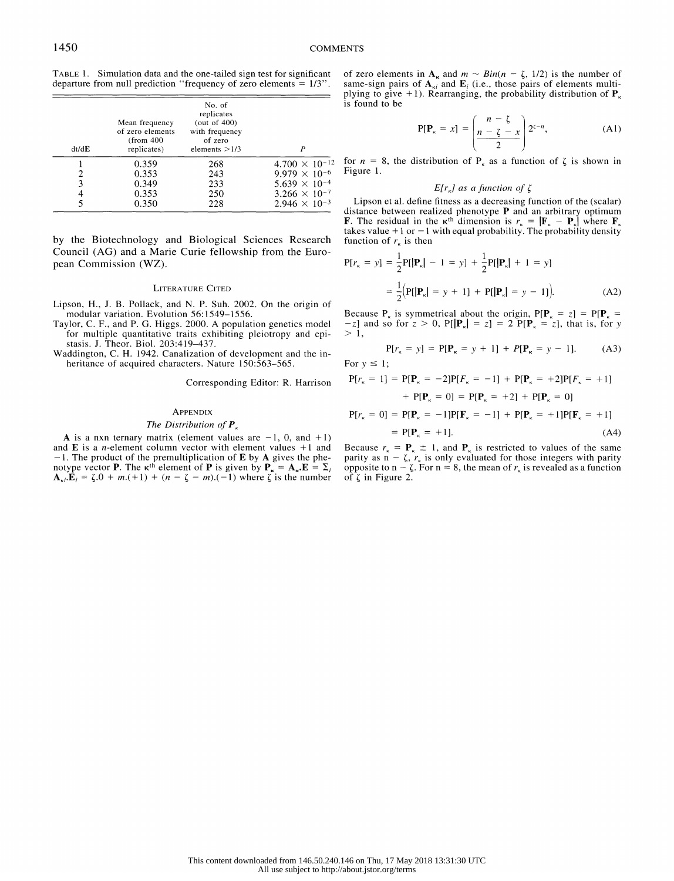TABLE 1. Simulation data and the one-tailed sign test for significant departure from null prediction "frequency of zero elements = 1/3".

| dt/d**E** | Mean frequency of zero elements (from 400 replicates) | No. of replicates (out of 400) with frequency of zero elements >1/3 | P |
|---|---|---|---|
| 1 | 0.359 | 268 | $4.700 \times 10^{-12}$ |
| 2 | 0.353 | 243 | $9.979 \times 10^{-6}$ |
| 3 | 0.349 | 233 | $5.639 \times 10^{-4}$ |
| 4 | 0.353 | 250 | $3.266 \times 10^{-7}$ |
| 5 | 0.350 | 228 | $2.946 \times 10^{-3}$ |

by the Biotechnology and Biological Sciences Research Council (AG) and a Marie Curie fellowship from the European Commission (WZ).

### LITERATURE CITED

Lipson, H., J. B. Pollack, and N. P. Suh. 2002. On the origin of modular variation. Evolution 56:1549–1556.

Taylor, C. F., and P. G. Higgs. 2000. A population genetics model for multiple quantitative traits exhibiting pleiotropy and epistasis. J. Theor. Biol. 203:419–437.

Waddington, C. H. 1942. Canalization of development and the inheritance of acquired characters. Nature 150:563–565.

Corresponding Editor: R. Harrison

### APPENDIX

#### *The Distribution of* $\mathbf{P}_\kappa$

**A** is a nxn ternary matrix (element values are −1, 0, and +1) and **E** is a *n*-element column vector with element values +1 and −1. The product of the premultiplication of **E** by **A** gives the phenotype vector **P**. The $\kappa^{\text{th}}$ element of **P** is given by $\mathbf{P}_\kappa = \mathbf{A}_\kappa.\mathbf{E} = \Sigma_i \mathbf{A}_{\kappa i}.\mathbf{E}_i = \zeta.0 + m.(+1) + (n - \zeta - m).(-1)$ where $\zeta$ is the number of zero elements in $\mathbf{A}_\kappa$ and $m \sim Bin(n - \zeta, 1/2)$ is the number of same-sign pairs of $\mathbf{A}_{\kappa i}$ and $\mathbf{E}_i$ (i.e., those pairs of elements multiplying to give +1). Rearranging, the probability distribution of $\mathbf{P}_\kappa$ is found to be

$$\mathrm{P}[\mathbf{P}_\kappa = x] = \binom{n - \zeta}{\frac{n - \zeta - x}{2}} 2^{\zeta - n}, \tag{A1}$$

for $n = 8$, the distribution of $\mathrm{P}_\kappa$ as a function of $\zeta$ is shown in Figure 1.

#### *E[*$r_\kappa$*] as a function of* $\zeta$

Lipson et al. define fitness as a decreasing function of the (scalar) distance between realized phenotype **P** and an arbitrary optimum **F**. The residual in the $\kappa^{\text{th}}$ dimension is $r_\kappa = |\mathbf{F}_\kappa - \mathbf{P}_\kappa|$ where $\mathbf{F}_\kappa$ takes value +1 or −1 with equal probability. The probability density function of $r_\kappa$ is then

$$\mathrm{P}[r_\kappa = y] = \frac{1}{2}\mathrm{P}[|\mathbf{P}_\kappa| - 1 = y] + \frac{1}{2}\mathrm{P}[|\mathbf{P}_\kappa| + 1 = y]$$

$$= \frac{1}{2}\Big(\mathrm{P}[|\mathbf{P}_\kappa| = y + 1] + \mathrm{P}[|\mathbf{P}_\kappa| = y - 1]\Big). \tag{A2}$$

Because $\mathrm{P}_\kappa$ is symmetrical about the origin, $\mathrm{P}[\mathbf{P}_\kappa = z] = \mathrm{P}[\mathbf{P}_\kappa = -z]$ and so for $z > 0$, $\mathrm{P}[|\mathbf{P}_\kappa| = z] = 2\,\mathrm{P}[\mathbf{P}_\kappa = z]$, that is, for $y > 1$,

$$\mathrm{P}[r_\kappa = y] = \mathrm{P}[\mathbf{P}_\kappa = y + 1] + P[\mathbf{P}_\kappa = y - 1]. \tag{A3}$$

For $y \leq 1$;

$$\mathrm{P}[r_\kappa = 1] = \mathrm{P}[\mathbf{P}_\kappa = -2]\mathrm{P}[F_\kappa = -1] + \mathrm{P}[\mathbf{P}_\kappa = +2]\mathrm{P}[F_\kappa = +1] + \mathrm{P}[\mathbf{P}_\kappa = 0] = \mathrm{P}[\mathbf{P}_\kappa = +2] + \mathrm{P}[\mathbf{P}_\kappa = 0]$$

$$\mathrm{P}[r_\kappa = 0] = \mathrm{P}[\mathbf{P}_\kappa = -1]\mathrm{P}[\mathbf{F}_\kappa = -1] + \mathrm{P}[\mathbf{P}_\kappa = +1]\mathrm{P}[\mathbf{F}_\kappa = +1] = \mathrm{P}[\mathbf{P}_\kappa = +1]. \tag{A4}$$

Because $r_\kappa = \mathbf{P}_\kappa \pm 1$, and $\mathbf{P}_\kappa$ is restricted to values of the same parity as $n - \zeta$, $r_\kappa$ is only evaluated for those integers with parity opposite to $n - \zeta$. For $n = 8$, the mean of $r_\kappa$ is revealed as a function of $\zeta$ in Figure 2.